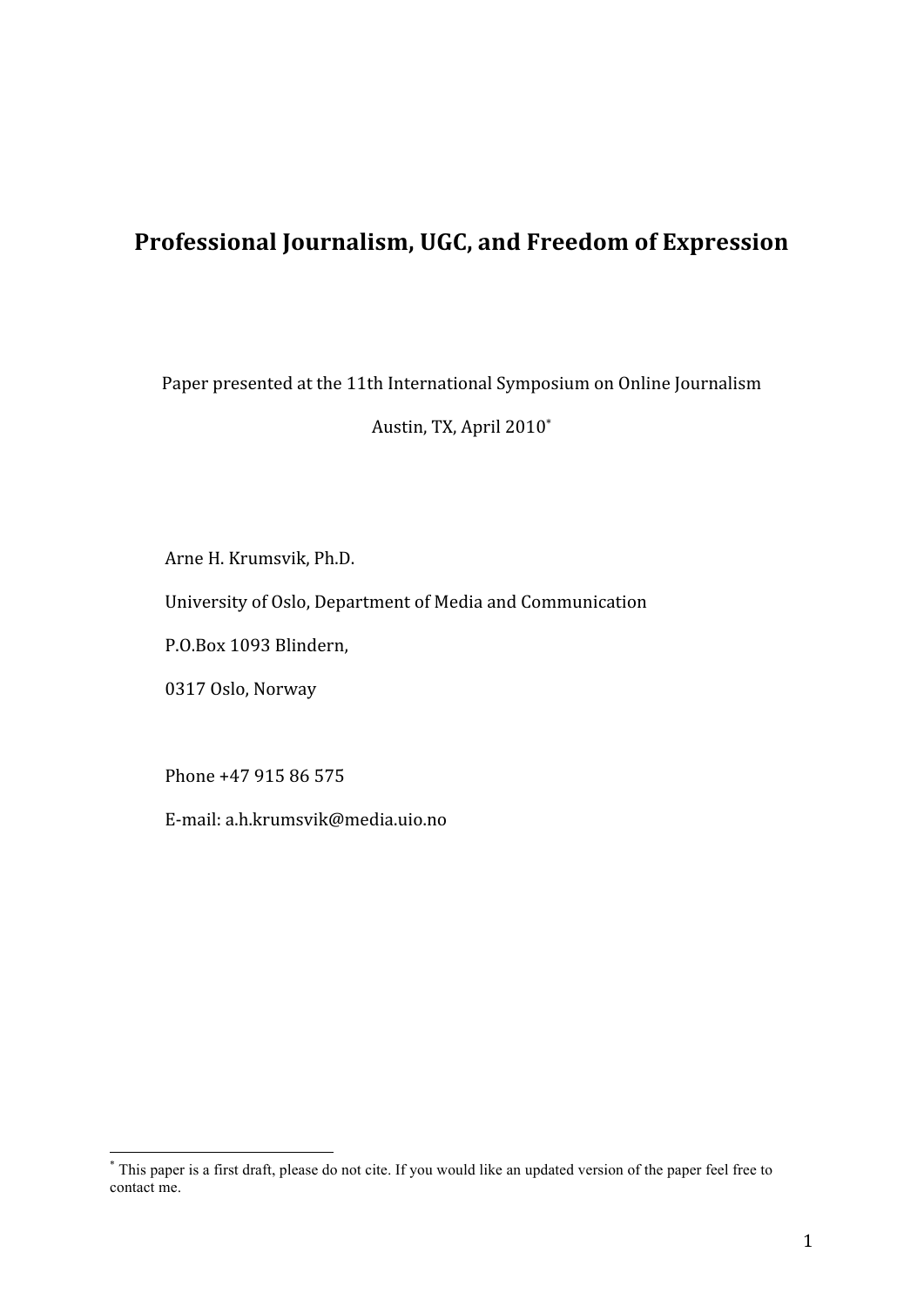# Professional Journalism, UGC, and Freedom of Expression

Paper presented at the 11th International Symposium on Online Journalism

Austin, TX, April 2010[*]

Arne H. Krumsvik, Ph.D.

University of Oslo, Department of Media and Communication

P.O.Box 1093 Blindern,

0317 Oslo, Norway

Phone +47 915 86 575

E-mail: a.h.krumsvik@media.uio.no

[*] This paper is a first draft, please do not cite. If you would like an updated version of the paper feel free to contact me.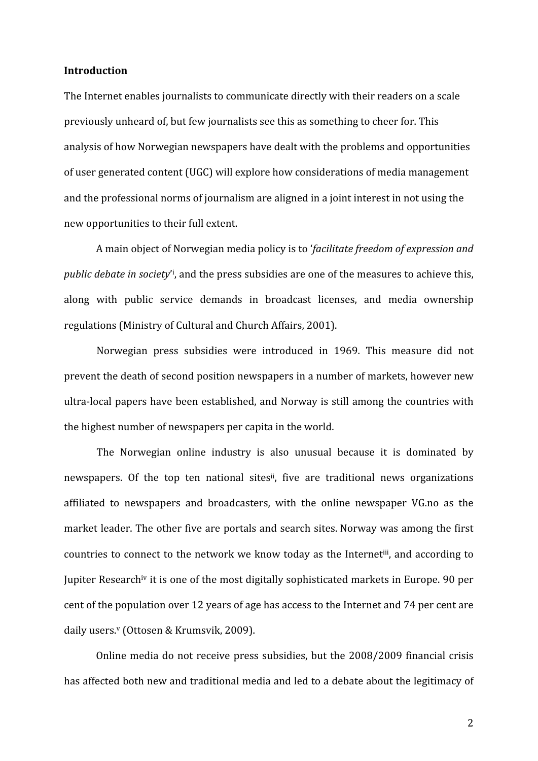**Introduction**

The Internet enables journalists to communicate directly with their readers on a scale previously unheard of, but few journalists see this as something to cheer for. This analysis of how Norwegian newspapers have dealt with the problems and opportunities of user generated content (UGC) will explore how considerations of media management and the professional norms of journalism are aligned in a joint interest in not using the new opportunities to their full extent.

A main object of Norwegian media policy is to '*facilitate freedom of expression and public debate in society*'[i], and the press subsidies are one of the measures to achieve this, along with public service demands in broadcast licenses, and media ownership regulations (Ministry of Cultural and Church Affairs, 2001).

Norwegian press subsidies were introduced in 1969. This measure did not prevent the death of second position newspapers in a number of markets, however new ultra-local papers have been established, and Norway is still among the countries with the highest number of newspapers per capita in the world.

The Norwegian online industry is also unusual because it is dominated by newspapers. Of the top ten national sites[ii], five are traditional news organizations affiliated to newspapers and broadcasters, with the online newspaper VG.no as the market leader. The other five are portals and search sites. Norway was among the first countries to connect to the network we know today as the Internet[iii], and according to Jupiter Research[iv] it is one of the most digitally sophisticated markets in Europe. 90 per cent of the population over 12 years of age has access to the Internet and 74 per cent are daily users.[v] (Ottosen & Krumsvik, 2009).

Online media do not receive press subsidies, but the 2008/2009 financial crisis has affected both new and traditional media and led to a debate about the legitimacy of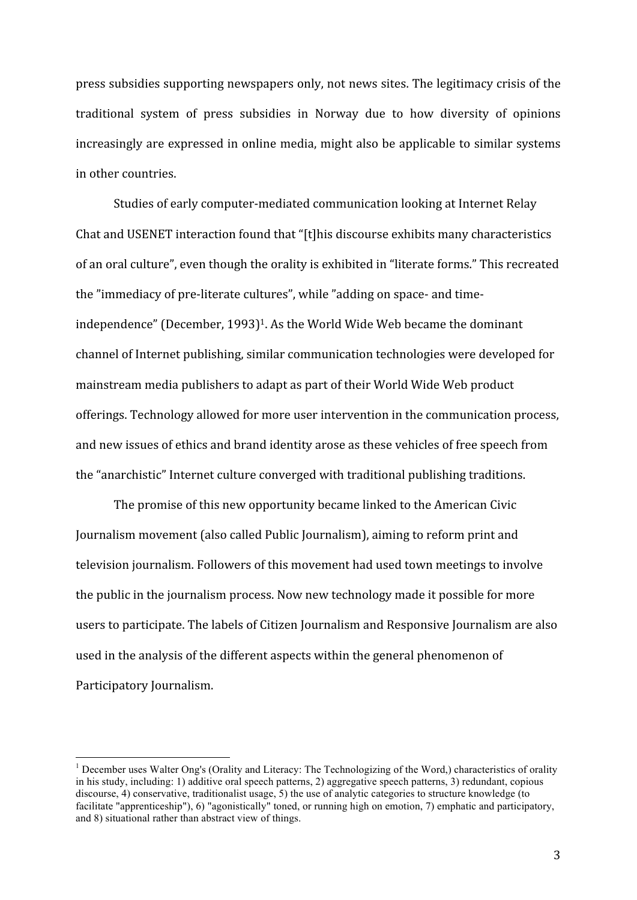press subsidies supporting newspapers only, not news sites. The legitimacy crisis of the traditional system of press subsidies in Norway due to how diversity of opinions increasingly are expressed in online media, might also be applicable to similar systems in other countries.

Studies of early computer-mediated communication looking at Internet Relay Chat and USENET interaction found that "[t]his discourse exhibits many characteristics of an oral culture", even though the orality is exhibited in "literate forms." This recreated the "immediacy of pre-literate cultures", while "adding on space- and time-independence" (December, 1993)[1]. As the World Wide Web became the dominant channel of Internet publishing, similar communication technologies were developed for mainstream media publishers to adapt as part of their World Wide Web product offerings. Technology allowed for more user intervention in the communication process, and new issues of ethics and brand identity arose as these vehicles of free speech from the "anarchistic" Internet culture converged with traditional publishing traditions.

The promise of this new opportunity became linked to the American Civic Journalism movement (also called Public Journalism), aiming to reform print and television journalism. Followers of this movement had used town meetings to involve the public in the journalism process. Now new technology made it possible for more users to participate. The labels of Citizen Journalism and Responsive Journalism are also used in the analysis of the different aspects within the general phenomenon of Participatory Journalism.

[1] December uses Walter Ong's (Orality and Literacy: The Technologizing of the Word,) characteristics of orality in his study, including: 1) additive oral speech patterns, 2) aggregative speech patterns, 3) redundant, copious discourse, 4) conservative, traditionalist usage, 5) the use of analytic categories to structure knowledge (to facilitate "apprenticeship"), 6) "agonistically" toned, or running high on emotion, 7) emphatic and participatory, and 8) situational rather than abstract view of things.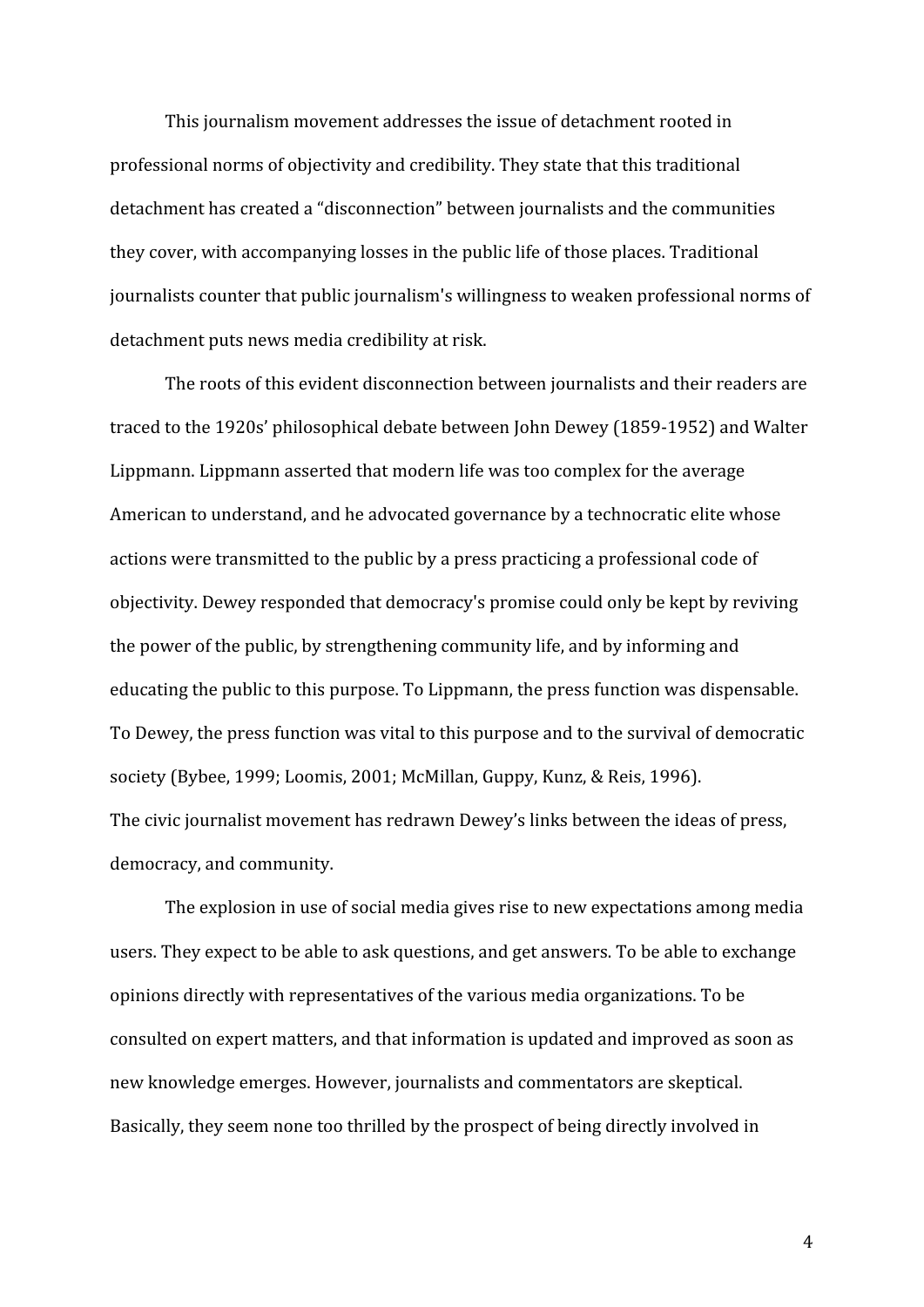This journalism movement addresses the issue of detachment rooted in professional norms of objectivity and credibility. They state that this traditional detachment has created a "disconnection" between journalists and the communities they cover, with accompanying losses in the public life of those places. Traditional journalists counter that public journalism's willingness to weaken professional norms of detachment puts news media credibility at risk.

The roots of this evident disconnection between journalists and their readers are traced to the 1920s' philosophical debate between John Dewey (1859-1952) and Walter Lippmann. Lippmann asserted that modern life was too complex for the average American to understand, and he advocated governance by a technocratic elite whose actions were transmitted to the public by a press practicing a professional code of objectivity. Dewey responded that democracy's promise could only be kept by reviving the power of the public, by strengthening community life, and by informing and educating the public to this purpose. To Lippmann, the press function was dispensable. To Dewey, the press function was vital to this purpose and to the survival of democratic society (Bybee, 1999; Loomis, 2001; McMillan, Guppy, Kunz, & Reis, 1996).
The civic journalist movement has redrawn Dewey's links between the ideas of press, democracy, and community.

The explosion in use of social media gives rise to new expectations among media users. They expect to be able to ask questions, and get answers. To be able to exchange opinions directly with representatives of the various media organizations. To be consulted on expert matters, and that information is updated and improved as soon as new knowledge emerges. However, journalists and commentators are skeptical. Basically, they seem none too thrilled by the prospect of being directly involved in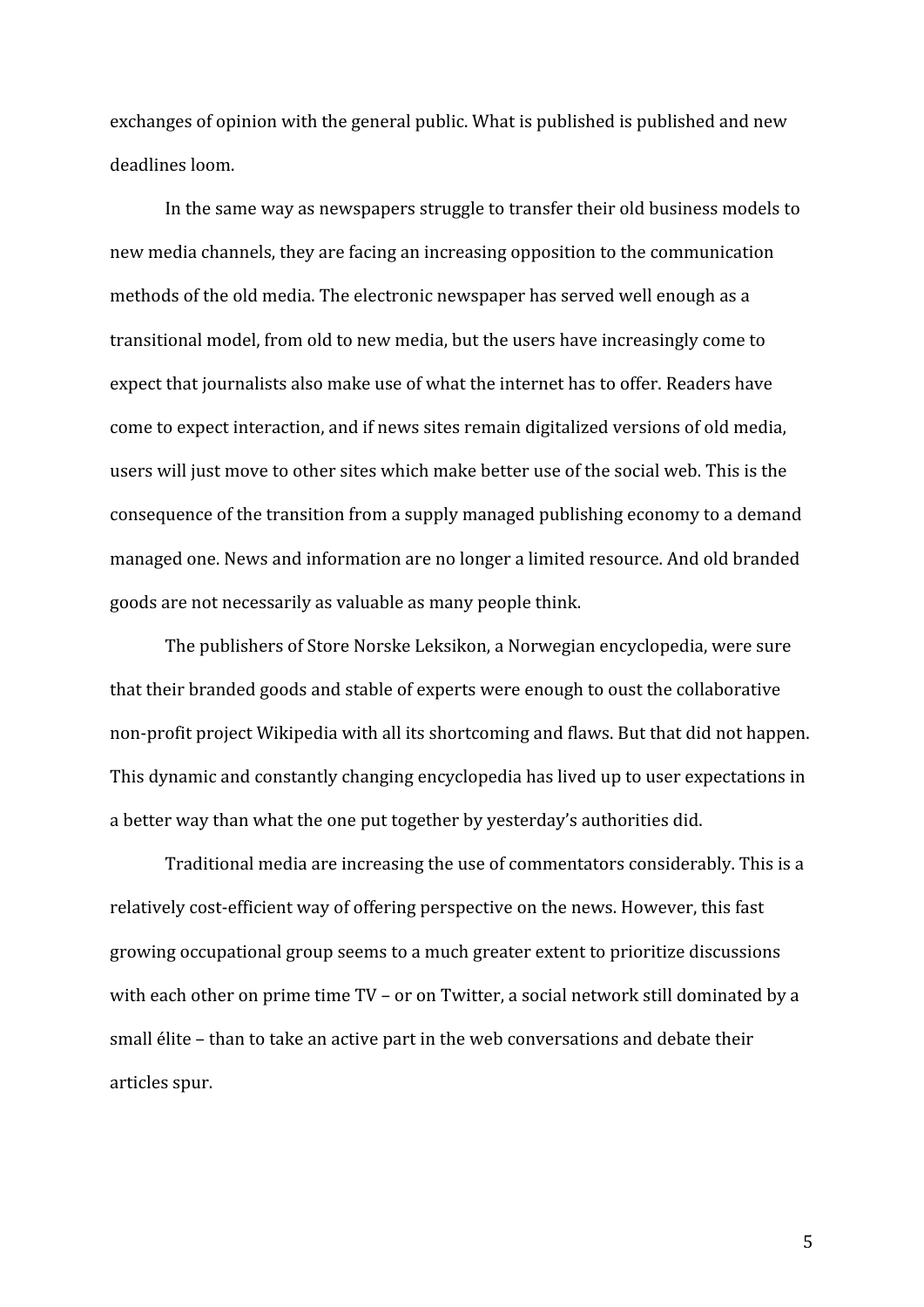exchanges of opinion with the general public. What is published is published and new deadlines loom.

In the same way as newspapers struggle to transfer their old business models to new media channels, they are facing an increasing opposition to the communication methods of the old media. The electronic newspaper has served well enough as a transitional model, from old to new media, but the users have increasingly come to expect that journalists also make use of what the internet has to offer. Readers have come to expect interaction, and if news sites remain digitalized versions of old media, users will just move to other sites which make better use of the social web. This is the consequence of the transition from a supply managed publishing economy to a demand managed one. News and information are no longer a limited resource. And old branded goods are not necessarily as valuable as many people think.

The publishers of Store Norske Leksikon, a Norwegian encyclopedia, were sure that their branded goods and stable of experts were enough to oust the collaborative non-profit project Wikipedia with all its shortcoming and flaws. But that did not happen. This dynamic and constantly changing encyclopedia has lived up to user expectations in a better way than what the one put together by yesterday's authorities did.

Traditional media are increasing the use of commentators considerably. This is a relatively cost-efficient way of offering perspective on the news. However, this fast growing occupational group seems to a much greater extent to prioritize discussions with each other on prime time TV – or on Twitter, a social network still dominated by a small élite – than to take an active part in the web conversations and debate their articles spur.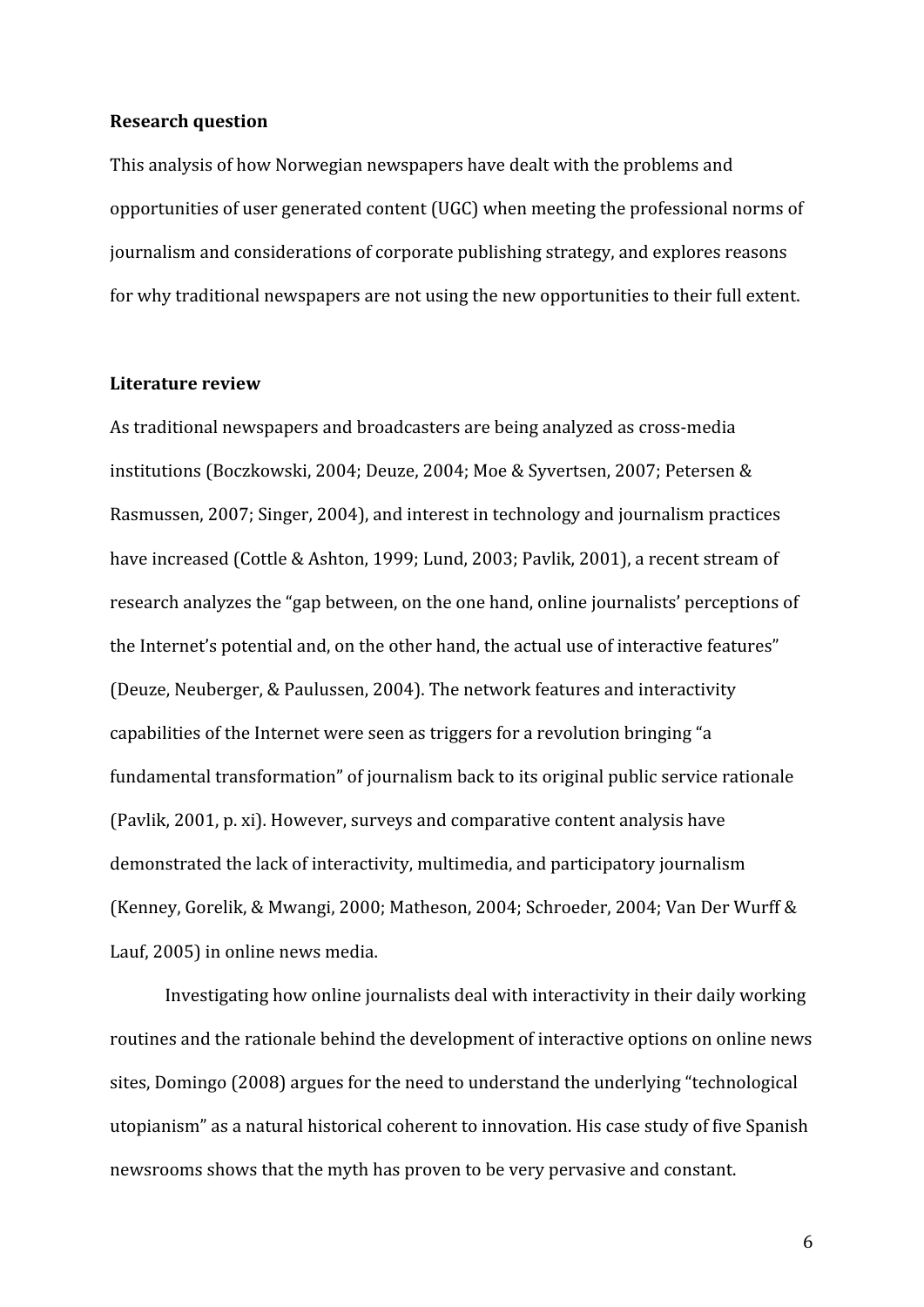**Research question**

This analysis of how Norwegian newspapers have dealt with the problems and opportunities of user generated content (UGC) when meeting the professional norms of journalism and considerations of corporate publishing strategy, and explores reasons for why traditional newspapers are not using the new opportunities to their full extent.

**Literature review**

As traditional newspapers and broadcasters are being analyzed as cross-media institutions (Boczkowski, 2004; Deuze, 2004; Moe & Syvertsen, 2007; Petersen & Rasmussen, 2007; Singer, 2004), and interest in technology and journalism practices have increased (Cottle & Ashton, 1999; Lund, 2003; Pavlik, 2001), a recent stream of research analyzes the "gap between, on the one hand, online journalists' perceptions of the Internet's potential and, on the other hand, the actual use of interactive features" (Deuze, Neuberger, & Paulussen, 2004). The network features and interactivity capabilities of the Internet were seen as triggers for a revolution bringing "a fundamental transformation" of journalism back to its original public service rationale (Pavlik, 2001, p. xi). However, surveys and comparative content analysis have demonstrated the lack of interactivity, multimedia, and participatory journalism (Kenney, Gorelik, & Mwangi, 2000; Matheson, 2004; Schroeder, 2004; Van Der Wurff & Lauf, 2005) in online news media.

Investigating how online journalists deal with interactivity in their daily working routines and the rationale behind the development of interactive options on online news sites, Domingo (2008) argues for the need to understand the underlying "technological utopianism" as a natural historical coherent to innovation. His case study of five Spanish newsrooms shows that the myth has proven to be very pervasive and constant.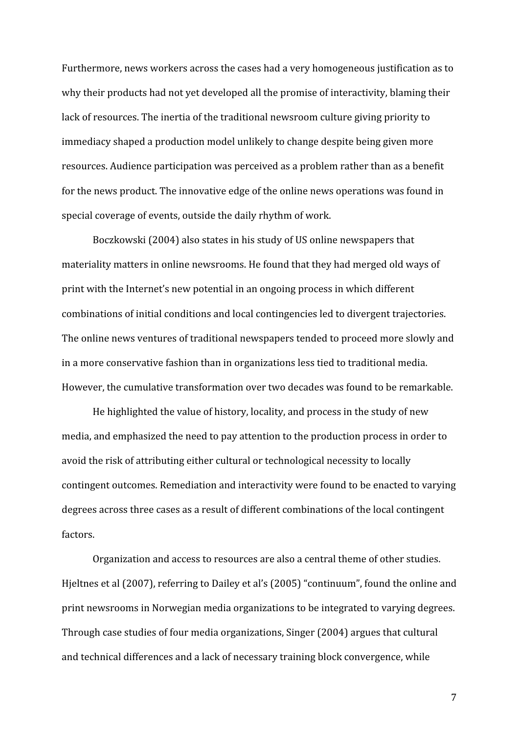Furthermore, news workers across the cases had a very homogeneous justification as to why their products had not yet developed all the promise of interactivity, blaming their lack of resources. The inertia of the traditional newsroom culture giving priority to immediacy shaped a production model unlikely to change despite being given more resources. Audience participation was perceived as a problem rather than as a benefit for the news product. The innovative edge of the online news operations was found in special coverage of events, outside the daily rhythm of work.

Boczkowski (2004) also states in his study of US online newspapers that materiality matters in online newsrooms. He found that they had merged old ways of print with the Internet's new potential in an ongoing process in which different combinations of initial conditions and local contingencies led to divergent trajectories. The online news ventures of traditional newspapers tended to proceed more slowly and in a more conservative fashion than in organizations less tied to traditional media. However, the cumulative transformation over two decades was found to be remarkable.

He highlighted the value of history, locality, and process in the study of new media, and emphasized the need to pay attention to the production process in order to avoid the risk of attributing either cultural or technological necessity to locally contingent outcomes. Remediation and interactivity were found to be enacted to varying degrees across three cases as a result of different combinations of the local contingent factors.

Organization and access to resources are also a central theme of other studies. Hjeltnes et al (2007), referring to Dailey et al's (2005) "continuum", found the online and print newsrooms in Norwegian media organizations to be integrated to varying degrees. Through case studies of four media organizations, Singer (2004) argues that cultural and technical differences and a lack of necessary training block convergence, while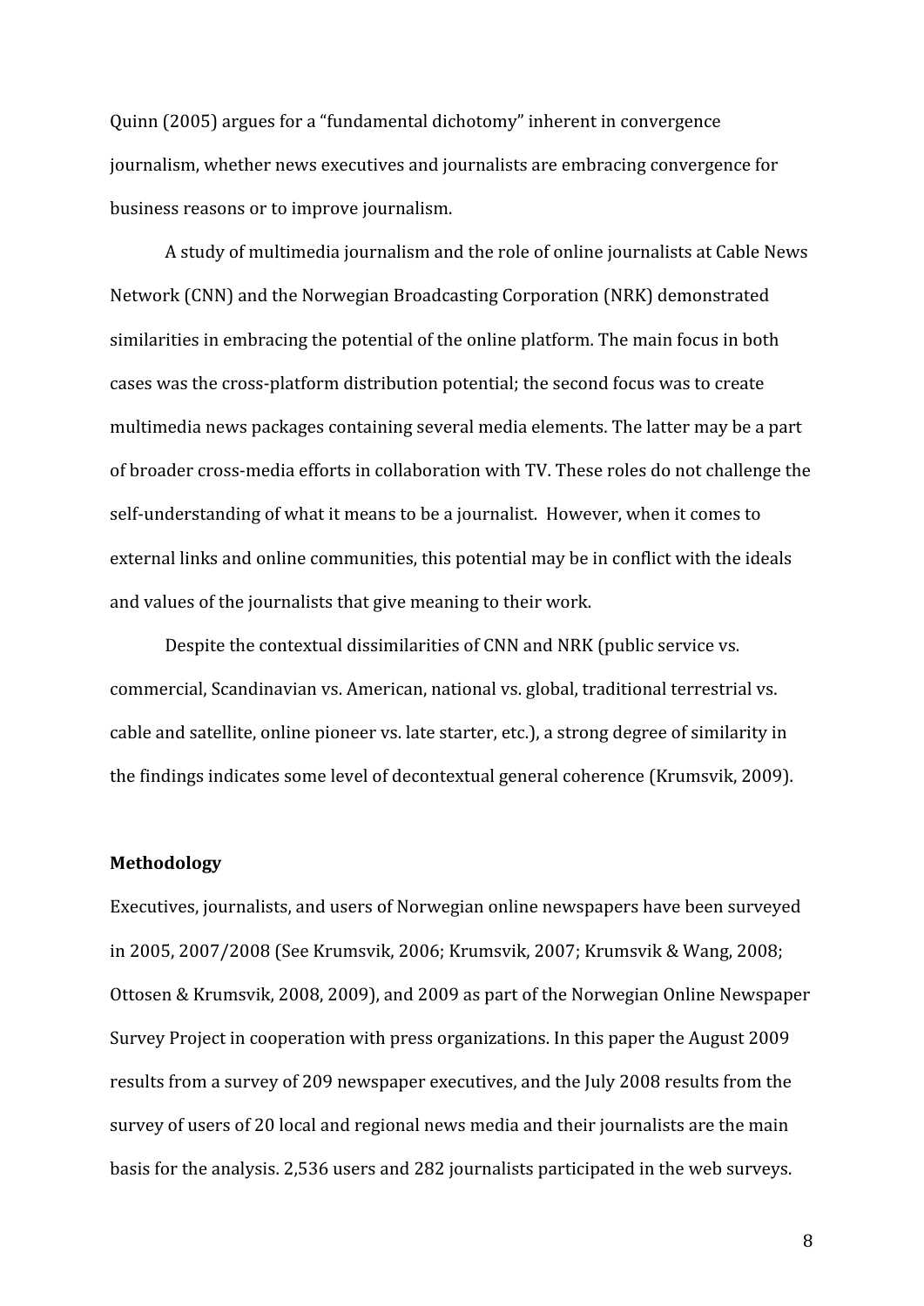Quinn (2005) argues for a "fundamental dichotomy" inherent in convergence journalism, whether news executives and journalists are embracing convergence for business reasons or to improve journalism.

A study of multimedia journalism and the role of online journalists at Cable News Network (CNN) and the Norwegian Broadcasting Corporation (NRK) demonstrated similarities in embracing the potential of the online platform. The main focus in both cases was the cross-platform distribution potential; the second focus was to create multimedia news packages containing several media elements. The latter may be a part of broader cross-media efforts in collaboration with TV. These roles do not challenge the self-understanding of what it means to be a journalist. However, when it comes to external links and online communities, this potential may be in conflict with the ideals and values of the journalists that give meaning to their work.

Despite the contextual dissimilarities of CNN and NRK (public service vs. commercial, Scandinavian vs. American, national vs. global, traditional terrestrial vs. cable and satellite, online pioneer vs. late starter, etc.), a strong degree of similarity in the findings indicates some level of decontextual general coherence (Krumsvik, 2009).

## Methodology

Executives, journalists, and users of Norwegian online newspapers have been surveyed in 2005, 2007/2008 (See Krumsvik, 2006; Krumsvik, 2007; Krumsvik & Wang, 2008; Ottosen & Krumsvik, 2008, 2009), and 2009 as part of the Norwegian Online Newspaper Survey Project in cooperation with press organizations. In this paper the August 2009 results from a survey of 209 newspaper executives, and the July 2008 results from the survey of users of 20 local and regional news media and their journalists are the main basis for the analysis. 2,536 users and 282 journalists participated in the web surveys.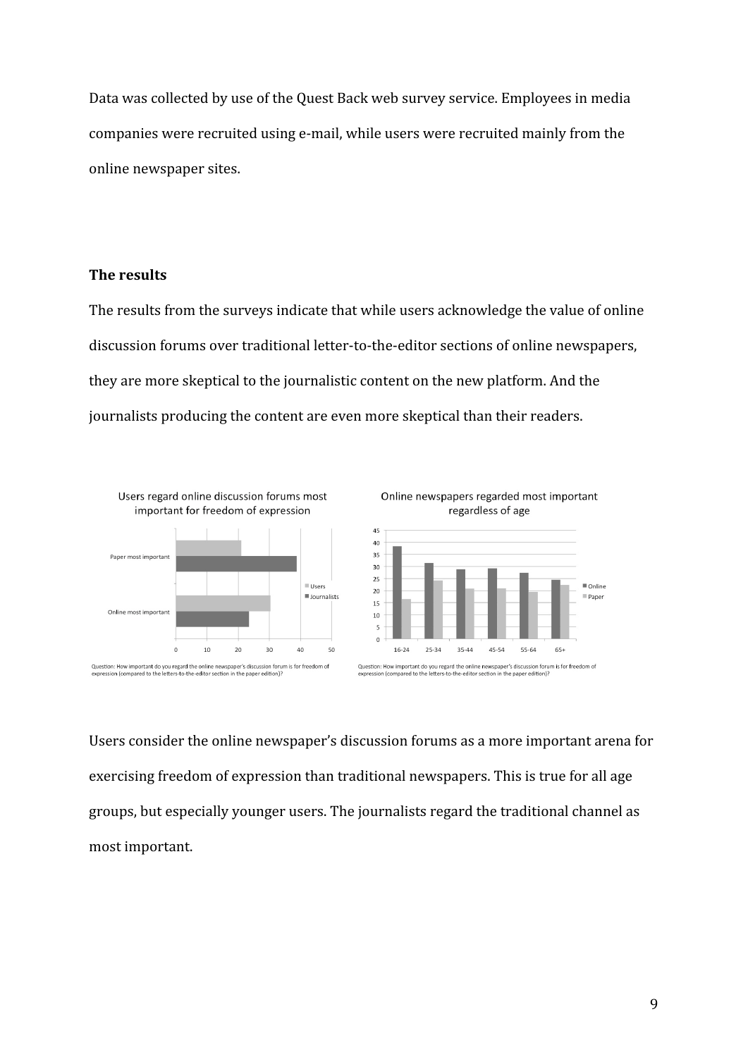Data was collected by use of the Quest Back web survey service. Employees in media companies were recruited using e-mail, while users were recruited mainly from the online newspaper sites.

## The results

The results from the surveys indicate that while users acknowledge the value of online discussion forums over traditional letter-to-the-editor sections of online newspapers, they are more skeptical to the journalistic content on the new platform. And the journalists producing the content are even more skeptical than their readers.

Users regard online discussion forums most important for freedom of expression

Question: How important do you regard the online newspaper's discussion forum is for freedom of expression (compared to the letters-to-the-editor section in the paper edition)?

Online newspapers regarded most important regardless of age

Question: How important do you regard the online newspaper's discussion forum is for freedom of expression (compared to the letters-to-the-editor section in the paper edition)?

Users consider the online newspaper's discussion forums as a more important arena for exercising freedom of expression than traditional newspapers. This is true for all age groups, but especially younger users. The journalists regard the traditional channel as most important.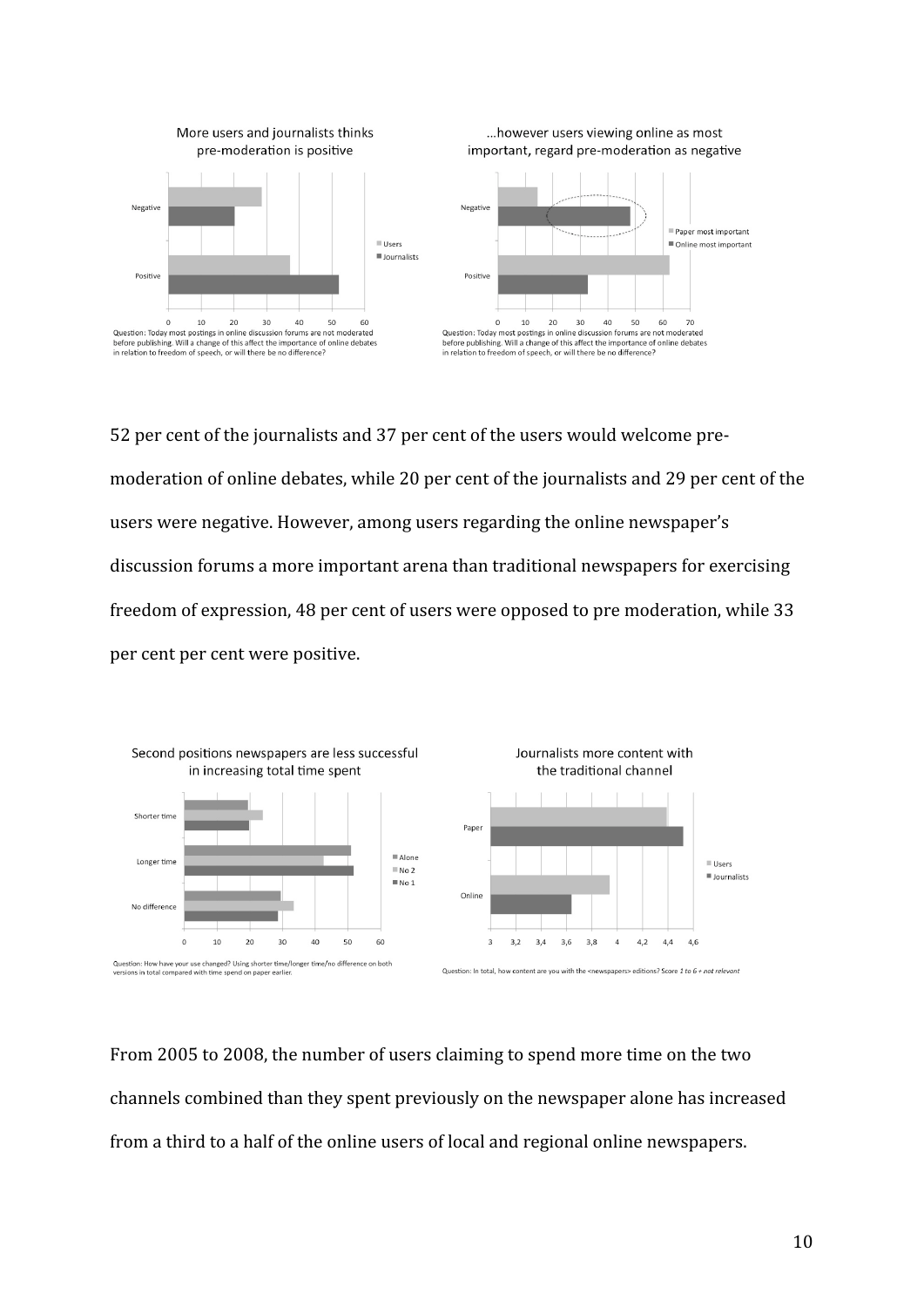More users and journalists thinks pre-moderation is positive

…however users viewing online as most important, regard pre-moderation as negative

Question: Today most postings in online discussion forums are not moderated before publishing. Will a change of this affect the importance of online debates in relation to freedom of speech, or will there be no difference?

Question: Today most postings in online discussion forums are not moderated before publishing. Will a change of this affect the importance of online debates in relation to freedom of speech, or will there be no difference?

52 per cent of the journalists and 37 per cent of the users would welcome pre-moderation of online debates, while 20 per cent of the journalists and 29 per cent of the users were negative. However, among users regarding the online newspaper's discussion forums a more important arena than traditional newspapers for exercising freedom of expression, 48 per cent of users were opposed to pre moderation, while 33 per cent per cent were positive.

Second positions newspapers are less successful in increasing total time spent

Journalists more content with the traditional channel

Question: How have your use changed? Using shorter time/longer time/no difference on both versions in total compared with time spend on paper earlier.

Question: In total, how content are you with the <newspapers> editions? Score *1 to 6 + not relevant*

From 2005 to 2008, the number of users claiming to spend more time on the two channels combined than they spent previously on the newspaper alone has increased from a third to a half of the online users of local and regional online newspapers.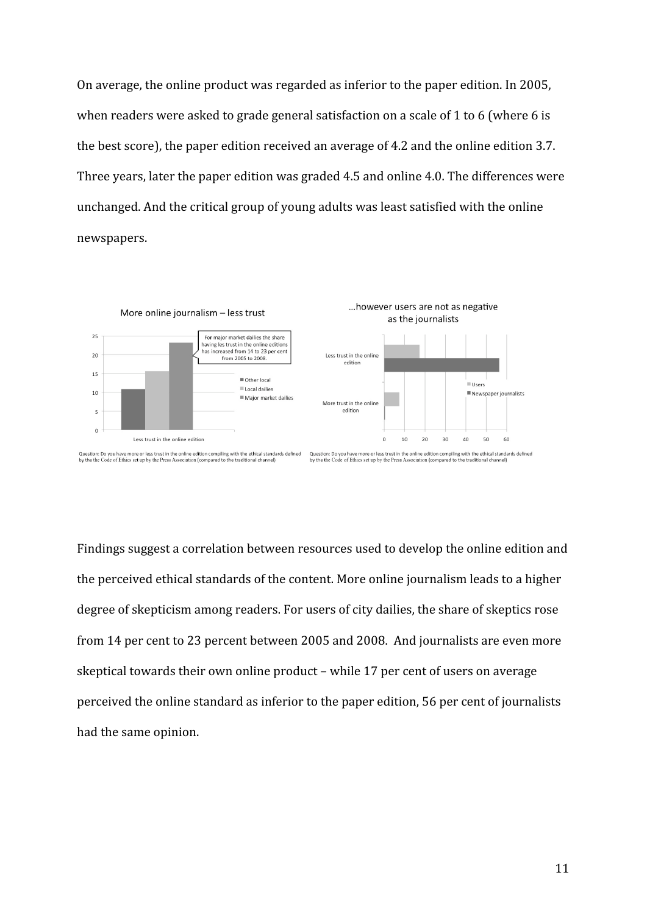On average, the online product was regarded as inferior to the paper edition. In 2005, when readers were asked to grade general satisfaction on a scale of 1 to 6 (where 6 is the best score), the paper edition received an average of 4.2 and the online edition 3.7. Three years, later the paper edition was graded 4.5 and online 4.0. The differences were unchanged. And the critical group of young adults was least satisfied with the online newspapers.

More online journalism – less trust

For major market dailies the share having les trust in the online editions has increased from 14 to 23 per cent from 2005 to 2008.

Question: Do you have more or less trust in the online edition compiling with the ethical standards defined by the the Code of Ethics set up by the Press Association (compared to the traditional channel)

...however users are not as negative as the journalists

Question: Do you have more or less trust in the online edition compiling with the ethical standards defined by the the Code of Ethics set up by the Press Association (compared to the traditional channel)

Findings suggest a correlation between resources used to develop the online edition and the perceived ethical standards of the content. More online journalism leads to a higher degree of skepticism among readers. For users of city dailies, the share of skeptics rose from 14 per cent to 23 percent between 2005 and 2008. And journalists are even more skeptical towards their own online product – while 17 per cent of users on average perceived the online standard as inferior to the paper edition, 56 per cent of journalists had the same opinion.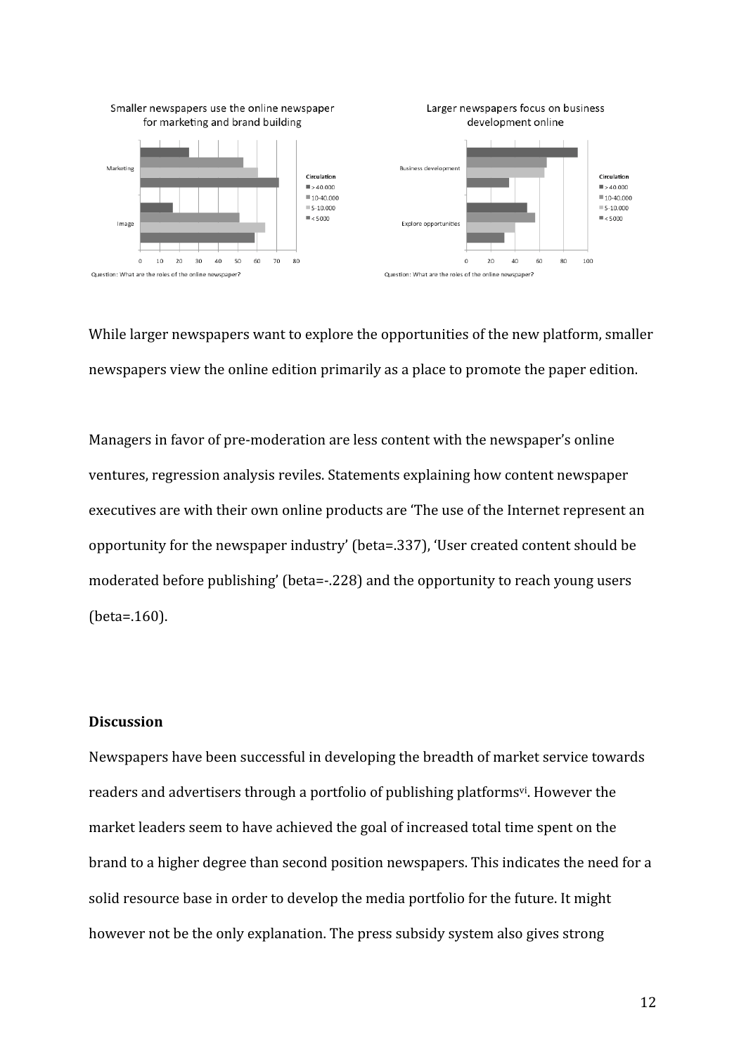Smaller newspapers use the online newspaper for marketing and brand building

Question: What are the roles of the online newspaper?

Larger newspapers focus on business development online

Question: What are the roles of the online newspaper?

While larger newspapers want to explore the opportunities of the new platform, smaller newspapers view the online edition primarily as a place to promote the paper edition.

Managers in favor of pre-moderation are less content with the newspaper's online ventures, regression analysis reviles. Statements explaining how content newspaper executives are with their own online products are 'The use of the Internet represent an opportunity for the newspaper industry' (beta=.337), 'User created content should be moderated before publishing' (beta=-.228) and the opportunity to reach young users (beta=.160).

## Discussion

Newspapers have been successful in developing the breadth of market service towards readers and advertisers through a portfolio of publishing platforms[vi]. However the market leaders seem to have achieved the goal of increased total time spent on the brand to a higher degree than second position newspapers. This indicates the need for a solid resource base in order to develop the media portfolio for the future. It might however not be the only explanation. The press subsidy system also gives strong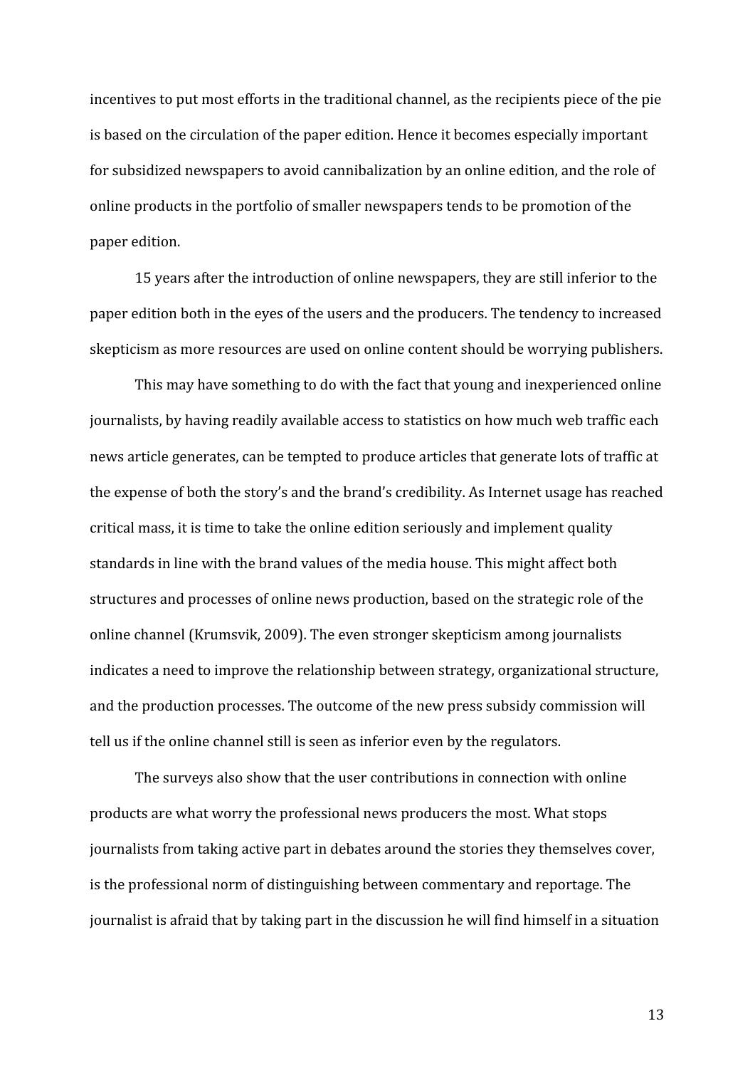incentives to put most efforts in the traditional channel, as the recipients piece of the pie is based on the circulation of the paper edition. Hence it becomes especially important for subsidized newspapers to avoid cannibalization by an online edition, and the role of online products in the portfolio of smaller newspapers tends to be promotion of the paper edition.

15 years after the introduction of online newspapers, they are still inferior to the paper edition both in the eyes of the users and the producers. The tendency to increased skepticism as more resources are used on online content should be worrying publishers.

This may have something to do with the fact that young and inexperienced online journalists, by having readily available access to statistics on how much web traffic each news article generates, can be tempted to produce articles that generate lots of traffic at the expense of both the story's and the brand's credibility. As Internet usage has reached critical mass, it is time to take the online edition seriously and implement quality standards in line with the brand values of the media house. This might affect both structures and processes of online news production, based on the strategic role of the online channel (Krumsvik, 2009). The even stronger skepticism among journalists indicates a need to improve the relationship between strategy, organizational structure, and the production processes. The outcome of the new press subsidy commission will tell us if the online channel still is seen as inferior even by the regulators.

The surveys also show that the user contributions in connection with online products are what worry the professional news producers the most. What stops journalists from taking active part in debates around the stories they themselves cover, is the professional norm of distinguishing between commentary and reportage. The journalist is afraid that by taking part in the discussion he will find himself in a situation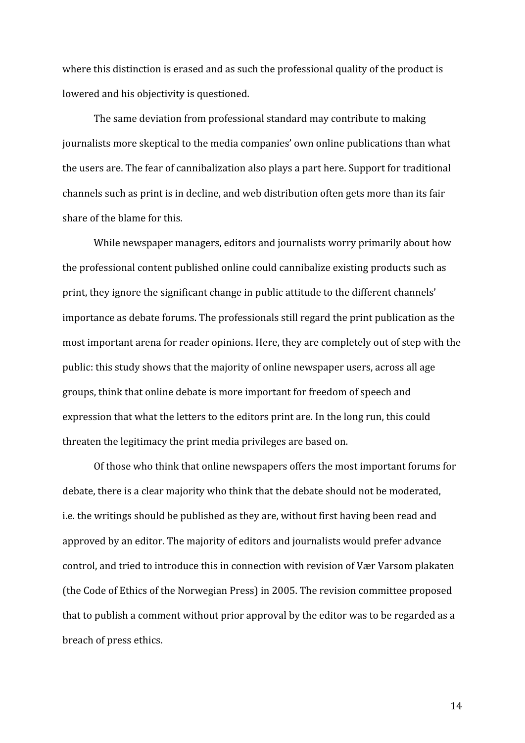where this distinction is erased and as such the professional quality of the product is lowered and his objectivity is questioned.

The same deviation from professional standard may contribute to making journalists more skeptical to the media companies' own online publications than what the users are. The fear of cannibalization also plays a part here. Support for traditional channels such as print is in decline, and web distribution often gets more than its fair share of the blame for this.

While newspaper managers, editors and journalists worry primarily about how the professional content published online could cannibalize existing products such as print, they ignore the significant change in public attitude to the different channels' importance as debate forums. The professionals still regard the print publication as the most important arena for reader opinions. Here, they are completely out of step with the public: this study shows that the majority of online newspaper users, across all age groups, think that online debate is more important for freedom of speech and expression that what the letters to the editors print are. In the long run, this could threaten the legitimacy the print media privileges are based on.

Of those who think that online newspapers offers the most important forums for debate, there is a clear majority who think that the debate should not be moderated, i.e. the writings should be published as they are, without first having been read and approved by an editor. The majority of editors and journalists would prefer advance control, and tried to introduce this in connection with revision of Vær Varsom plakaten (the Code of Ethics of the Norwegian Press) in 2005. The revision committee proposed that to publish a comment without prior approval by the editor was to be regarded as a breach of press ethics.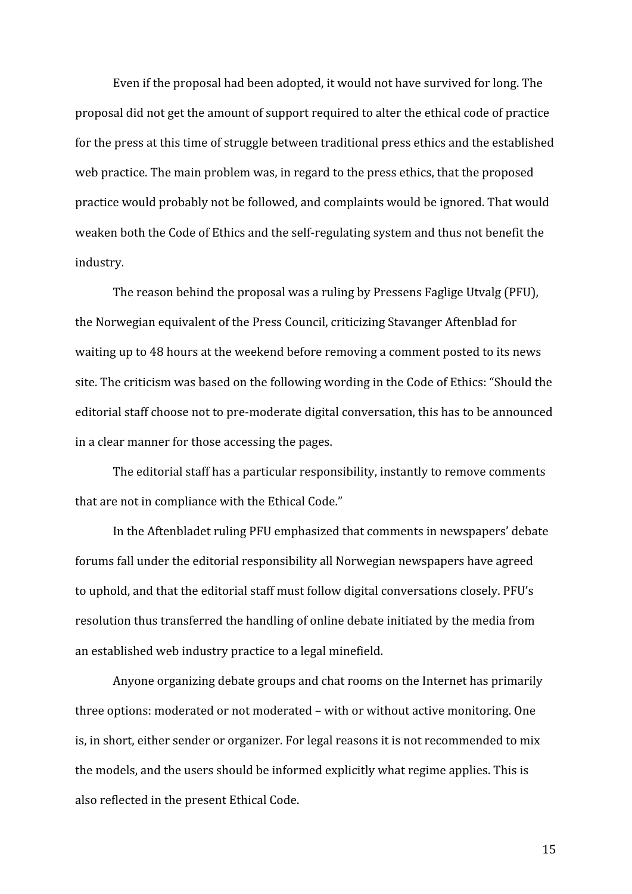Even if the proposal had been adopted, it would not have survived for long. The proposal did not get the amount of support required to alter the ethical code of practice for the press at this time of struggle between traditional press ethics and the established web practice. The main problem was, in regard to the press ethics, that the proposed practice would probably not be followed, and complaints would be ignored. That would weaken both the Code of Ethics and the self-regulating system and thus not benefit the industry.

The reason behind the proposal was a ruling by Pressens Faglige Utvalg (PFU), the Norwegian equivalent of the Press Council, criticizing Stavanger Aftenblad for waiting up to 48 hours at the weekend before removing a comment posted to its news site. The criticism was based on the following wording in the Code of Ethics: "Should the editorial staff choose not to pre-moderate digital conversation, this has to be announced in a clear manner for those accessing the pages.

The editorial staff has a particular responsibility, instantly to remove comments that are not in compliance with the Ethical Code."

In the Aftenbladet ruling PFU emphasized that comments in newspapers' debate forums fall under the editorial responsibility all Norwegian newspapers have agreed to uphold, and that the editorial staff must follow digital conversations closely. PFU's resolution thus transferred the handling of online debate initiated by the media from an established web industry practice to a legal minefield.

Anyone organizing debate groups and chat rooms on the Internet has primarily three options: moderated or not moderated – with or without active monitoring. One is, in short, either sender or organizer. For legal reasons it is not recommended to mix the models, and the users should be informed explicitly what regime applies. This is also reflected in the present Ethical Code.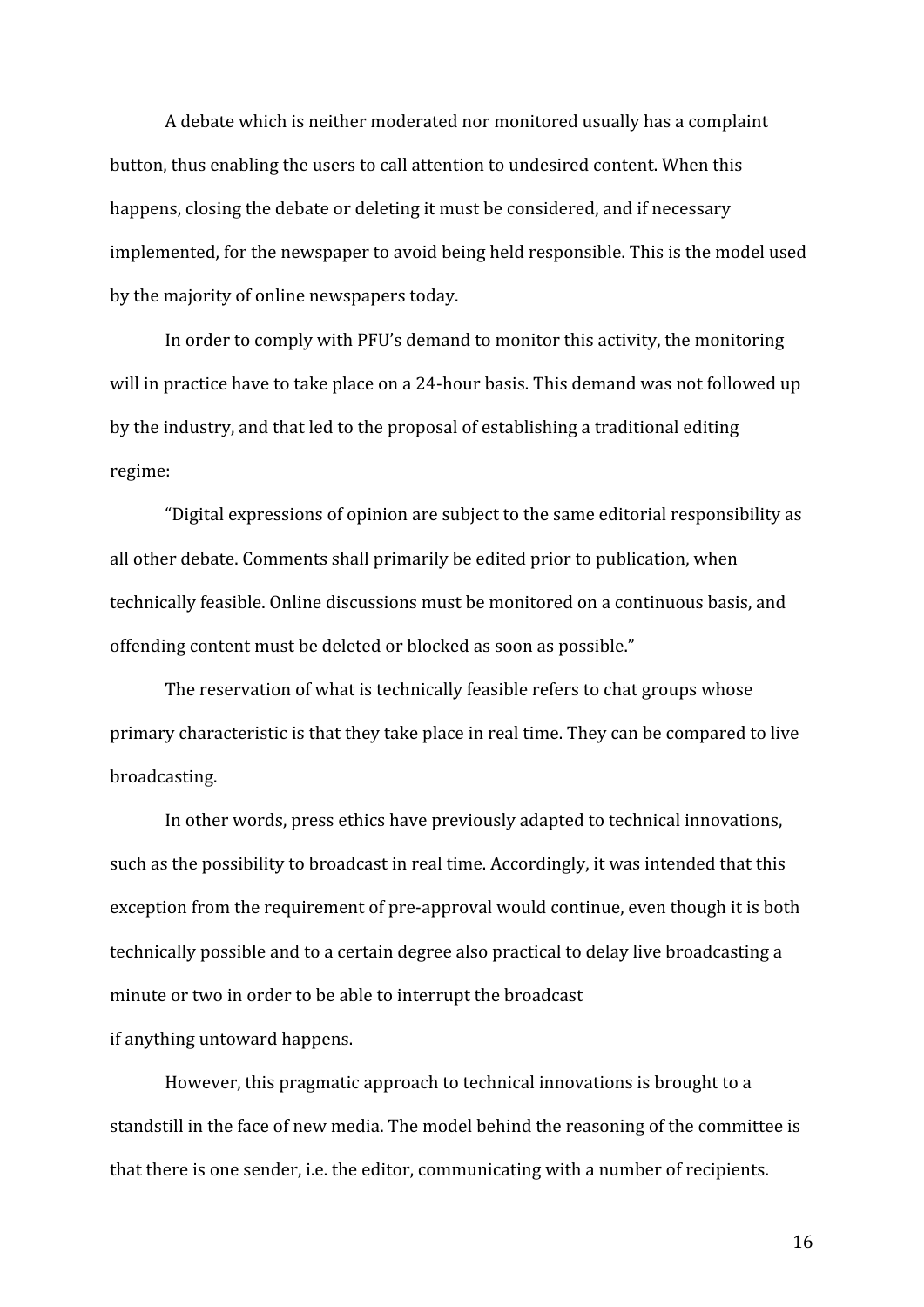A debate which is neither moderated nor monitored usually has a complaint button, thus enabling the users to call attention to undesired content. When this happens, closing the debate or deleting it must be considered, and if necessary implemented, for the newspaper to avoid being held responsible. This is the model used by the majority of online newspapers today.

In order to comply with PFU's demand to monitor this activity, the monitoring will in practice have to take place on a 24-hour basis. This demand was not followed up by the industry, and that led to the proposal of establishing a traditional editing regime:

"Digital expressions of opinion are subject to the same editorial responsibility as all other debate. Comments shall primarily be edited prior to publication, when technically feasible. Online discussions must be monitored on a continuous basis, and offending content must be deleted or blocked as soon as possible."

The reservation of what is technically feasible refers to chat groups whose primary characteristic is that they take place in real time. They can be compared to live broadcasting.

In other words, press ethics have previously adapted to technical innovations, such as the possibility to broadcast in real time. Accordingly, it was intended that this exception from the requirement of pre-approval would continue, even though it is both technically possible and to a certain degree also practical to delay live broadcasting a minute or two in order to be able to interrupt the broadcast if anything untoward happens.

However, this pragmatic approach to technical innovations is brought to a standstill in the face of new media. The model behind the reasoning of the committee is that there is one sender, i.e. the editor, communicating with a number of recipients.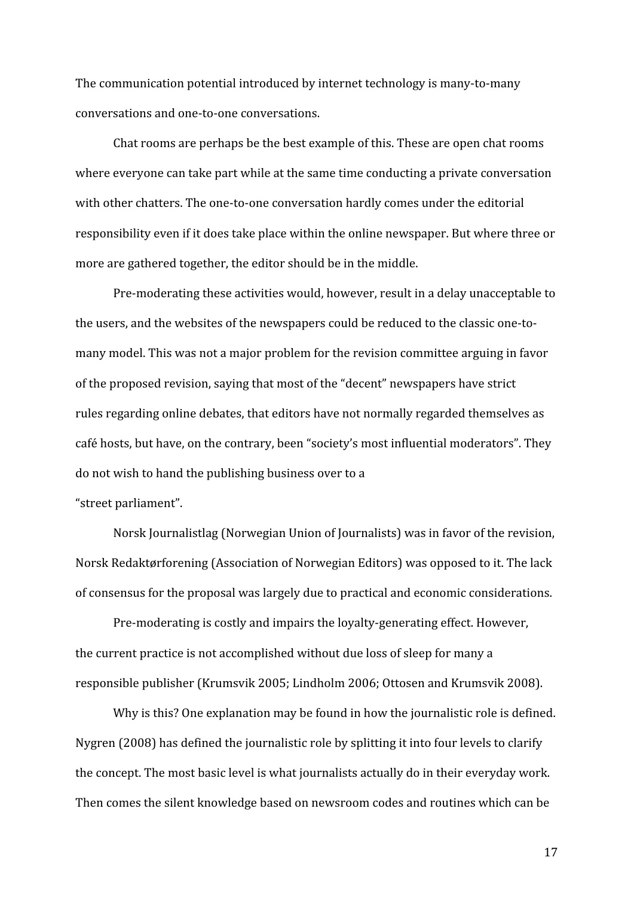The communication potential introduced by internet technology is many-to-many conversations and one-to-one conversations.

Chat rooms are perhaps be the best example of this. These are open chat rooms where everyone can take part while at the same time conducting a private conversation with other chatters. The one-to-one conversation hardly comes under the editorial responsibility even if it does take place within the online newspaper. But where three or more are gathered together, the editor should be in the middle.

Pre-moderating these activities would, however, result in a delay unacceptable to the users, and the websites of the newspapers could be reduced to the classic one-to-many model. This was not a major problem for the revision committee arguing in favor of the proposed revision, saying that most of the "decent" newspapers have strict rules regarding online debates, that editors have not normally regarded themselves as café hosts, but have, on the contrary, been "society's most influential moderators". They do not wish to hand the publishing business over to a "street parliament".

Norsk Journalistlag (Norwegian Union of Journalists) was in favor of the revision, Norsk Redaktørforening (Association of Norwegian Editors) was opposed to it. The lack of consensus for the proposal was largely due to practical and economic considerations.

Pre-moderating is costly and impairs the loyalty-generating effect. However, the current practice is not accomplished without due loss of sleep for many a responsible publisher (Krumsvik 2005; Lindholm 2006; Ottosen and Krumsvik 2008).

Why is this? One explanation may be found in how the journalistic role is defined. Nygren (2008) has defined the journalistic role by splitting it into four levels to clarify the concept. The most basic level is what journalists actually do in their everyday work. Then comes the silent knowledge based on newsroom codes and routines which can be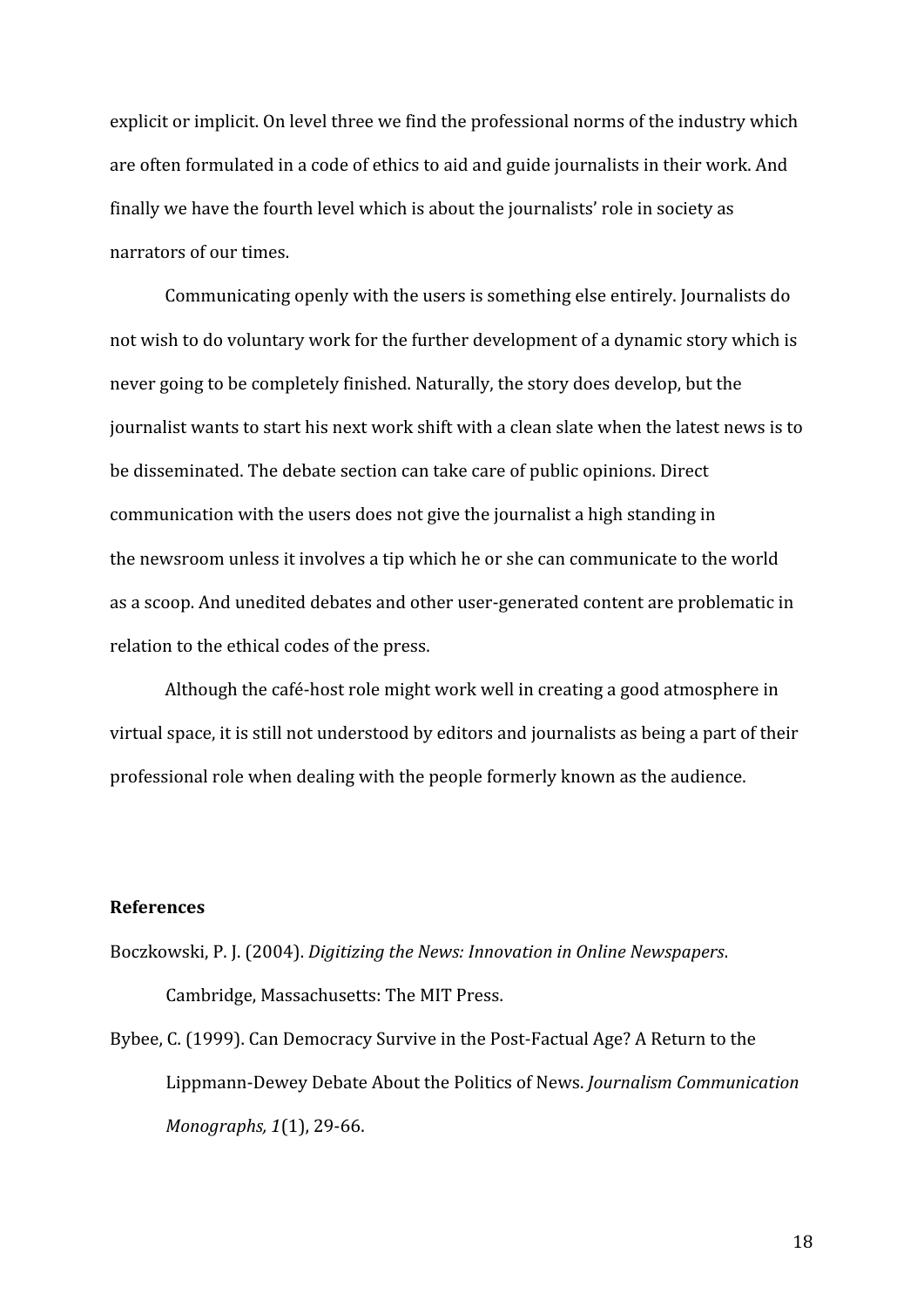explicit or implicit. On level three we find the professional norms of the industry which are often formulated in a code of ethics to aid and guide journalists in their work. And finally we have the fourth level which is about the journalists' role in society as narrators of our times.

Communicating openly with the users is something else entirely. Journalists do not wish to do voluntary work for the further development of a dynamic story which is never going to be completely finished. Naturally, the story does develop, but the journalist wants to start his next work shift with a clean slate when the latest news is to be disseminated. The debate section can take care of public opinions. Direct communication with the users does not give the journalist a high standing in the newsroom unless it involves a tip which he or she can communicate to the world as a scoop. And unedited debates and other user-generated content are problematic in relation to the ethical codes of the press.

Although the café-host role might work well in creating a good atmosphere in virtual space, it is still not understood by editors and journalists as being a part of their professional role when dealing with the people formerly known as the audience.

## References

Boczkowski, P. J. (2004). *Digitizing the News: Innovation in Online Newspapers*. Cambridge, Massachusetts: The MIT Press.

Bybee, C. (1999). Can Democracy Survive in the Post-Factual Age? A Return to the Lippmann-Dewey Debate About the Politics of News. *Journalism Communication Monographs, 1*(1), 29-66.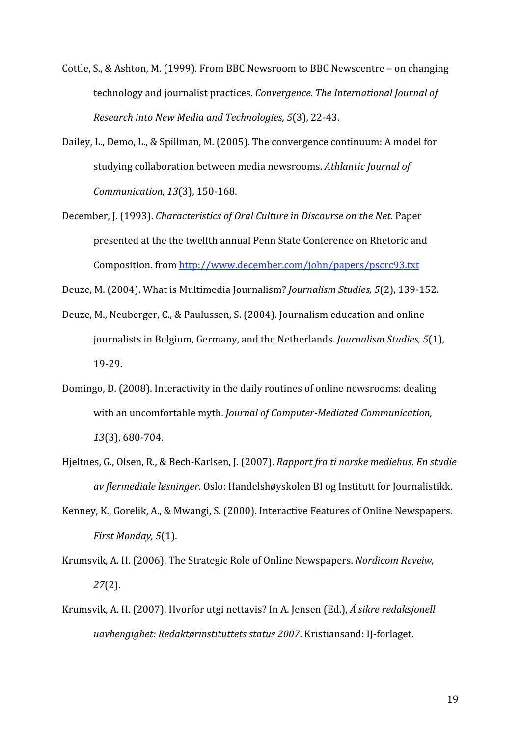Cottle, S., & Ashton, M. (1999). From BBC Newsroom to BBC Newscentre – on changing technology and journalist practices. *Convergence. The International Journal of Research into New Media and Technologies, 5*(3), 22-43.

Dailey, L., Demo, L., & Spillman, M. (2005). The convergence continuum: A model for studying collaboration between media newsrooms. *Athlantic Journal of Communication, 13*(3), 150-168.

December, J. (1993). *Characteristics of Oral Culture in Discourse on the Net*. Paper presented at the the twelfth annual Penn State Conference on Rhetoric and Composition. from http://www.december.com/john/papers/pscrc93.txt

Deuze, M. (2004). What is Multimedia Journalism? *Journalism Studies, 5*(2), 139-152.

Deuze, M., Neuberger, C., & Paulussen, S. (2004). Journalism education and online journalists in Belgium, Germany, and the Netherlands. *Journalism Studies, 5*(1), 19-29.

Domingo, D. (2008). Interactivity in the daily routines of online newsrooms: dealing with an uncomfortable myth. *Journal of Computer-Mediated Communication, 13*(3), 680-704.

Hjeltnes, G., Olsen, R., & Bech-Karlsen, J. (2007). *Rapport fra ti norske mediehus. En studie av flermediale løsninger*. Oslo: Handelshøyskolen BI og Institutt for Journalistikk.

Kenney, K., Gorelik, A., & Mwangi, S. (2000). Interactive Features of Online Newspapers. *First Monday, 5*(1).

Krumsvik, A. H. (2006). The Strategic Role of Online Newspapers. *Nordicom Reveiw, 27*(2).

Krumsvik, A. H. (2007). Hvorfor utgi nettavis? In A. Jensen (Ed.), *Å sikre redaksjonell uavhengighet: Redaktørinstituttets status 2007*. Kristiansand: IJ-forlaget.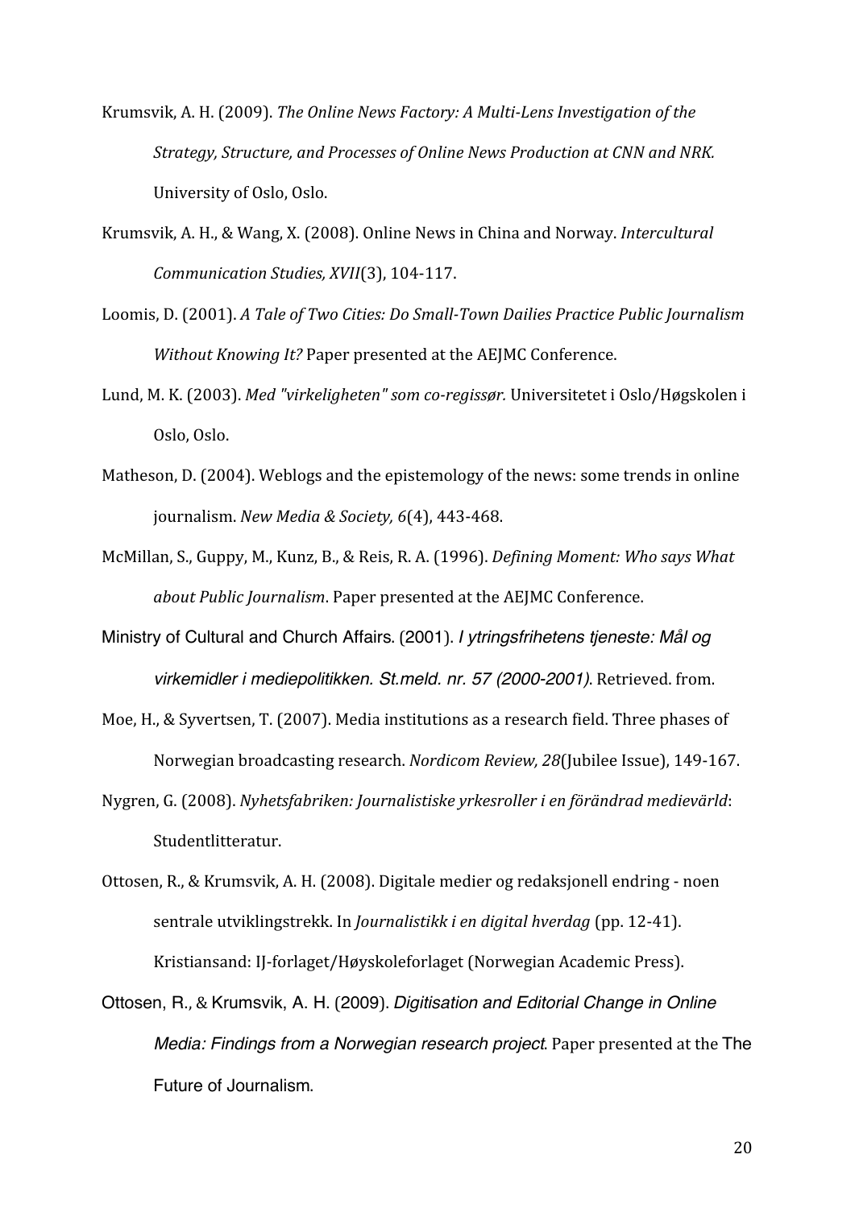Krumsvik, A. H. (2009). *The Online News Factory: A Multi-Lens Investigation of the Strategy, Structure, and Processes of Online News Production at CNN and NRK.* University of Oslo, Oslo.

Krumsvik, A. H., & Wang, X. (2008). Online News in China and Norway. *Intercultural Communication Studies, XVII*(3), 104-117.

Loomis, D. (2001). *A Tale of Two Cities: Do Small-Town Dailies Practice Public Journalism Without Knowing It?* Paper presented at the AEJMC Conference.

Lund, M. K. (2003). *Med "virkeligheten" som co-regissør.* Universitetet i Oslo/Høgskolen i Oslo, Oslo.

Matheson, D. (2004). Weblogs and the epistemology of the news: some trends in online journalism. *New Media & Society, 6*(4), 443-468.

McMillan, S., Guppy, M., Kunz, B., & Reis, R. A. (1996). *Defining Moment: Who says What about Public Journalism*. Paper presented at the AEJMC Conference.

Ministry of Cultural and Church Affairs. (2001). *I ytringsfrihetens tjeneste: Mål og virkemidler i mediepolitikken. St.meld. nr. 57 (2000-2001)*. Retrieved. from.

Moe, H., & Syvertsen, T. (2007). Media institutions as a research field. Three phases of Norwegian broadcasting research. *Nordicom Review, 28*(Jubilee Issue), 149-167.

Nygren, G. (2008). *Nyhetsfabriken: Journalistiske yrkesroller i en förändrad medievärld*: Studentlitteratur.

Ottosen, R., & Krumsvik, A. H. (2008). Digitale medier og redaksjonell endring - noen sentrale utviklingstrekk. In *Journalistikk i en digital hverdag* (pp. 12-41). Kristiansand: IJ-forlaget/Høyskoleforlaget (Norwegian Academic Press).

Ottosen, R., & Krumsvik, A. H. (2009). *Digitisation and Editorial Change in Online Media: Findings from a Norwegian research project*. Paper presented at the The Future of Journalism.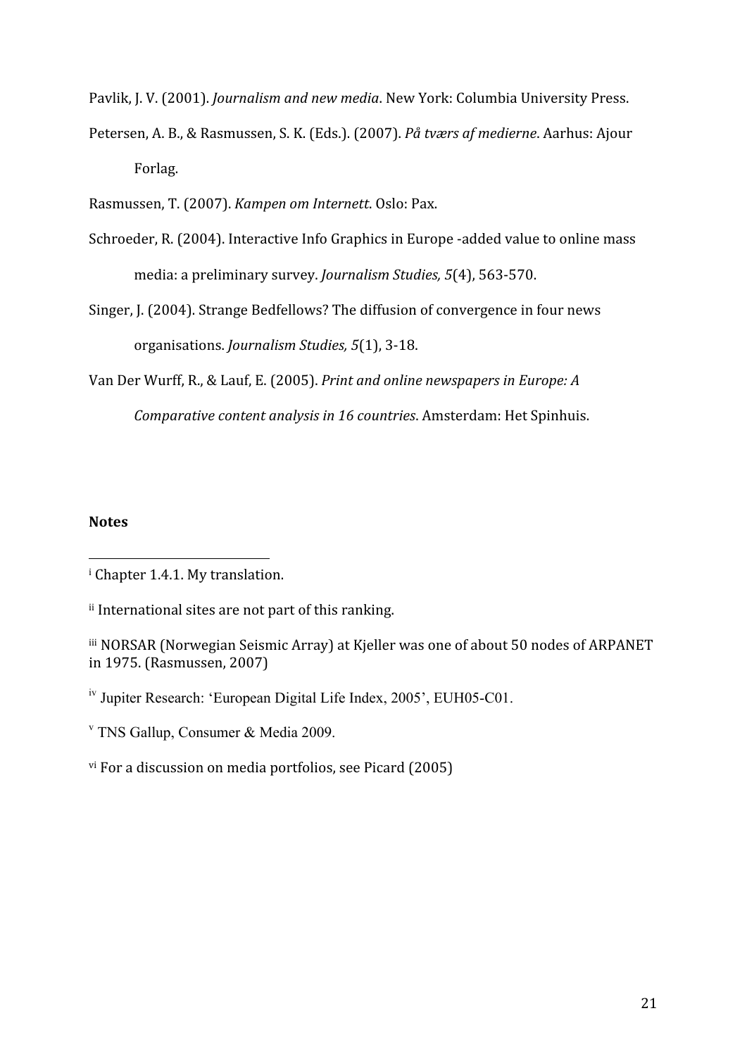Pavlik, J. V. (2001). *Journalism and new media*. New York: Columbia University Press.

Petersen, A. B., & Rasmussen, S. K. (Eds.). (2007). *På tværs af medierne*. Aarhus: Ajour Forlag.

Rasmussen, T. (2007). *Kampen om Internett*. Oslo: Pax.

Schroeder, R. (2004). Interactive Info Graphics in Europe -added value to online mass media: a preliminary survey. *Journalism Studies, 5*(4), 563-570.

Singer, J. (2004). Strange Bedfellows? The diffusion of convergence in four news organisations. *Journalism Studies, 5*(1), 3-18.

Van Der Wurff, R., & Lauf, E. (2005). *Print and online newspapers in Europe: A Comparative content analysis in 16 countries*. Amsterdam: Het Spinhuis.

**Notes**

[i] Chapter 1.4.1. My translation.

[ii] International sites are not part of this ranking.

[iii] NORSAR (Norwegian Seismic Array) at Kjeller was one of about 50 nodes of ARPANET in 1975. (Rasmussen, 2007)

[iv] Jupiter Research: 'European Digital Life Index, 2005', EUH05-C01.

[v] TNS Gallup, Consumer & Media 2009.

[vi] For a discussion on media portfolios, see Picard (2005)